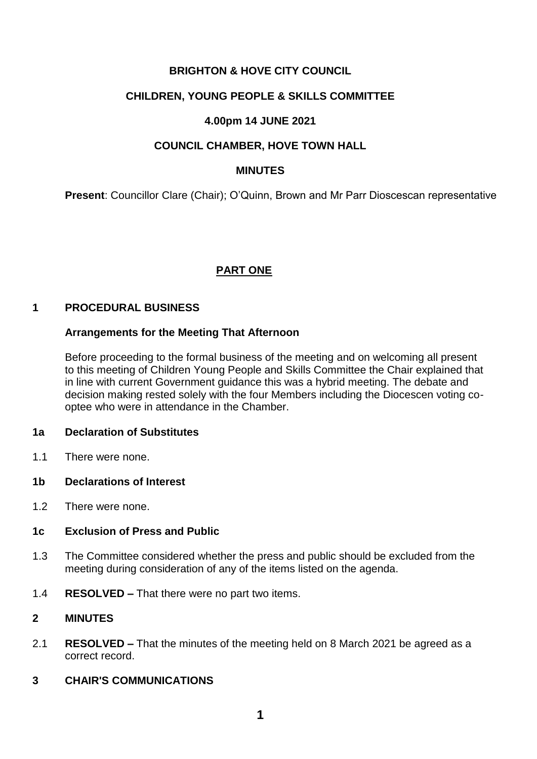# BRIGHTON & HOVE CITY COUNCIL

## CHILDREN, YOUNG PEOPLE & SKILLS COMMITTEE

## 4.00pm 14 JUNE 2021

## COUNCIL CHAMBER, HOVE TOWN HALL

## MINUTES

**Present**: Councillor Clare (Chair); O'Quinn, Brown and Mr Parr Dioscescan representative

## PART ONE

### 1 PROCEDURAL BUSINESS

**Arrangements for the Meeting That Afternoon**

Before proceeding to the formal business of the meeting and on welcoming all present to this meeting of Children Young People and Skills Committee the Chair explained that in line with current Government guidance this was a hybrid meeting. The debate and decision making rested solely with the four Members including the Diocescen voting co-optee who were in attendance in the Chamber.

### 1a Declaration of Substitutes

1.1 There were none.

### 1b Declarations of Interest

1.2 There were none.

### 1c Exclusion of Press and Public

1.3 The Committee considered whether the press and public should be excluded from the meeting during consideration of any of the items listed on the agenda.

1.4 **RESOLVED –** That there were no part two items.

### 2 MINUTES

2.1 **RESOLVED –** That the minutes of the meeting held on 8 March 2021 be agreed as a correct record.

### 3 CHAIR'S COMMUNICATIONS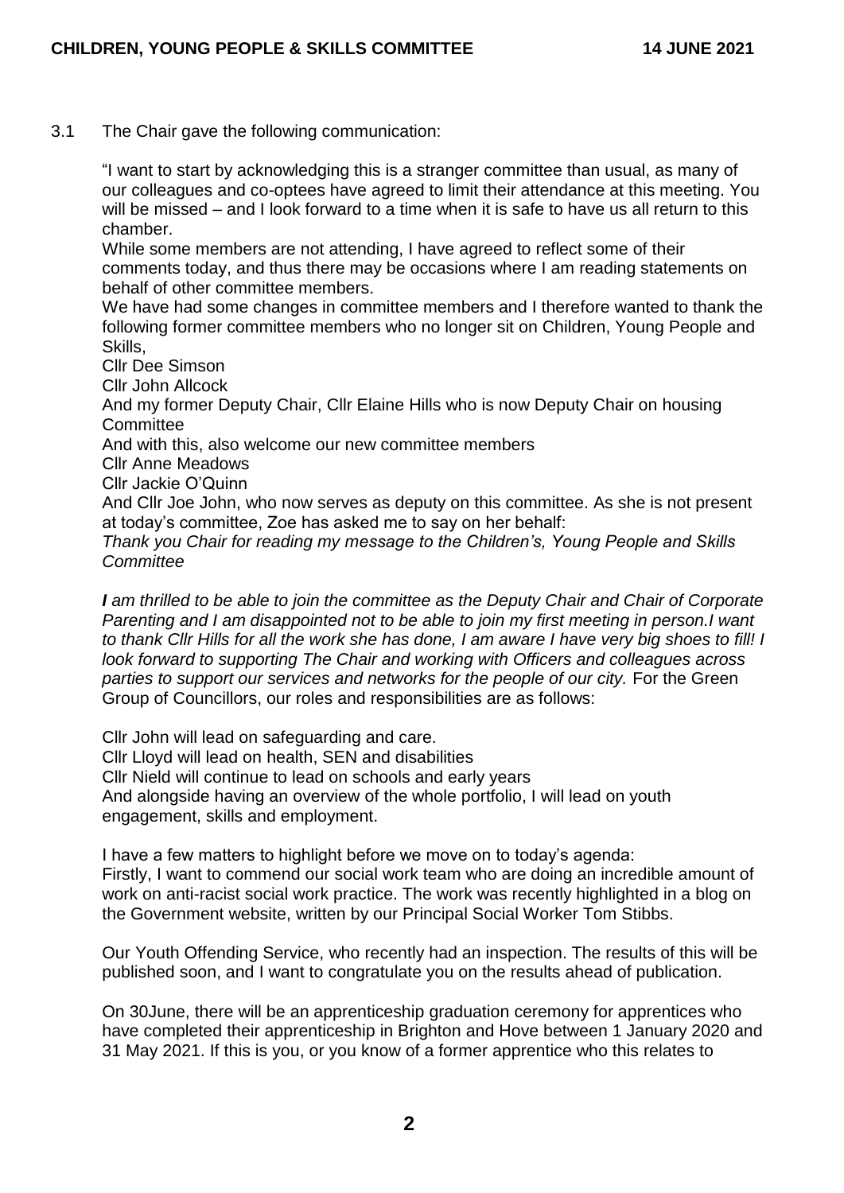3.1 The Chair gave the following communication:

"I want to start by acknowledging this is a stranger committee than usual, as many of our colleagues and co-optees have agreed to limit their attendance at this meeting. You will be missed – and I look forward to a time when it is safe to have us all return to this chamber.

While some members are not attending, I have agreed to reflect some of their comments today, and thus there may be occasions where I am reading statements on behalf of other committee members.

We have had some changes in committee members and I therefore wanted to thank the following former committee members who no longer sit on Children, Young People and Skills,

Cllr Dee Simson

Cllr John Allcock

And my former Deputy Chair, Cllr Elaine Hills who is now Deputy Chair on housing Committee

And with this, also welcome our new committee members

Cllr Anne Meadows

Cllr Jackie O'Quinn

And Cllr Joe John, who now serves as deputy on this committee. As she is not present at today's committee, Zoe has asked me to say on her behalf:

*Thank you Chair for reading my message to the Children's, Young People and Skills Committee*

***I*** *am thrilled to be able to join the committee as the Deputy Chair and Chair of Corporate Parenting and I am disappointed not to be able to join my first meeting in person.I want to thank Cllr Hills for all the work she has done, I am aware I have very big shoes to fill! I look forward to supporting The Chair and working with Officers and colleagues across parties to support our services and networks for the people of our city.* For the Green Group of Councillors, our roles and responsibilities are as follows:

Cllr John will lead on safeguarding and care.

Cllr Lloyd will lead on health, SEN and disabilities

Cllr Nield will continue to lead on schools and early years

And alongside having an overview of the whole portfolio, I will lead on youth engagement, skills and employment.

I have a few matters to highlight before we move on to today's agenda:

Firstly, I want to commend our social work team who are doing an incredible amount of work on anti-racist social work practice. The work was recently highlighted in a blog on the Government website, written by our Principal Social Worker Tom Stibbs.

Our Youth Offending Service, who recently had an inspection. The results of this will be published soon, and I want to congratulate you on the results ahead of publication.

On 30June, there will be an apprenticeship graduation ceremony for apprentices who have completed their apprenticeship in Brighton and Hove between 1 January 2020 and 31 May 2021. If this is you, or you know of a former apprentice who this relates to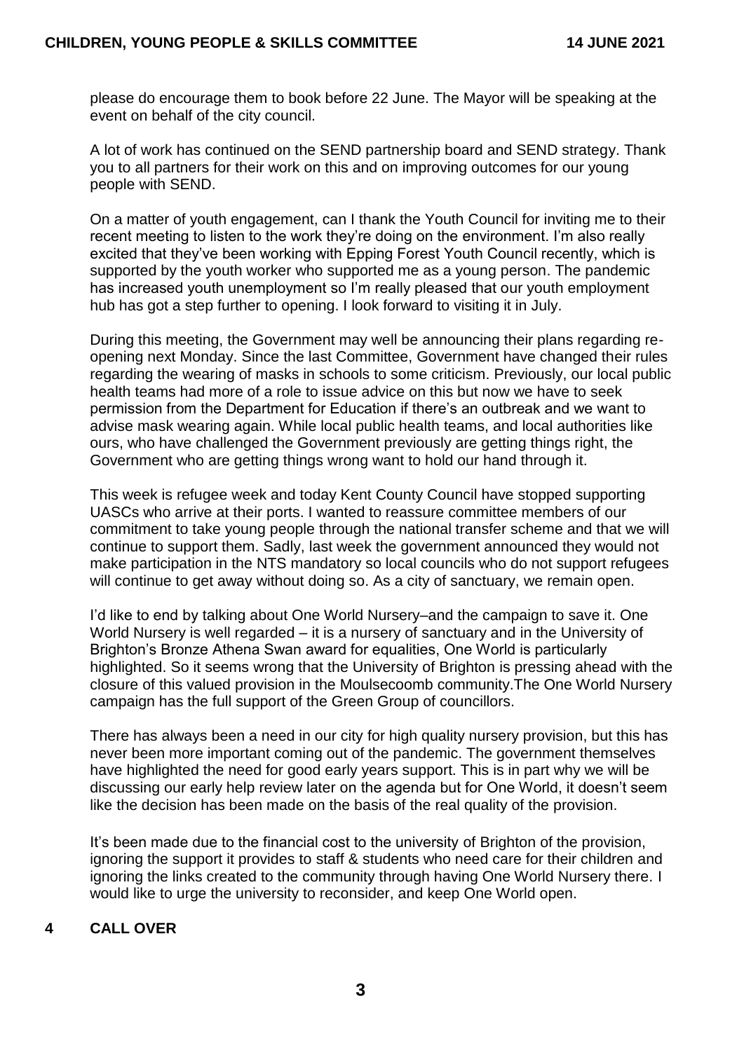please do encourage them to book before 22 June. The Mayor will be speaking at the event on behalf of the city council.

A lot of work has continued on the SEND partnership board and SEND strategy. Thank you to all partners for their work on this and on improving outcomes for our young people with SEND.

On a matter of youth engagement, can I thank the Youth Council for inviting me to their recent meeting to listen to the work they're doing on the environment. I'm also really excited that they've been working with Epping Forest Youth Council recently, which is supported by the youth worker who supported me as a young person. The pandemic has increased youth unemployment so I'm really pleased that our youth employment hub has got a step further to opening. I look forward to visiting it in July.

During this meeting, the Government may well be announcing their plans regarding re-opening next Monday. Since the last Committee, Government have changed their rules regarding the wearing of masks in schools to some criticism. Previously, our local public health teams had more of a role to issue advice on this but now we have to seek permission from the Department for Education if there's an outbreak and we want to advise mask wearing again. While local public health teams, and local authorities like ours, who have challenged the Government previously are getting things right, the Government who are getting things wrong want to hold our hand through it.

This week is refugee week and today Kent County Council have stopped supporting UASCs who arrive at their ports. I wanted to reassure committee members of our commitment to take young people through the national transfer scheme and that we will continue to support them. Sadly, last week the government announced they would not make participation in the NTS mandatory so local councils who do not support refugees will continue to get away without doing so. As a city of sanctuary, we remain open.

I'd like to end by talking about One World Nursery–and the campaign to save it. One World Nursery is well regarded – it is a nursery of sanctuary and in the University of Brighton's Bronze Athena Swan award for equalities, One World is particularly highlighted. So it seems wrong that the University of Brighton is pressing ahead with the closure of this valued provision in the Moulsecoomb community.The One World Nursery campaign has the full support of the Green Group of councillors.

There has always been a need in our city for high quality nursery provision, but this has never been more important coming out of the pandemic. The government themselves have highlighted the need for good early years support. This is in part why we will be discussing our early help review later on the agenda but for One World, it doesn't seem like the decision has been made on the basis of the real quality of the provision.

It's been made due to the financial cost to the university of Brighton of the provision, ignoring the support it provides to staff & students who need care for their children and ignoring the links created to the community through having One World Nursery there. I would like to urge the university to reconsider, and keep One World open.

## 4 CALL OVER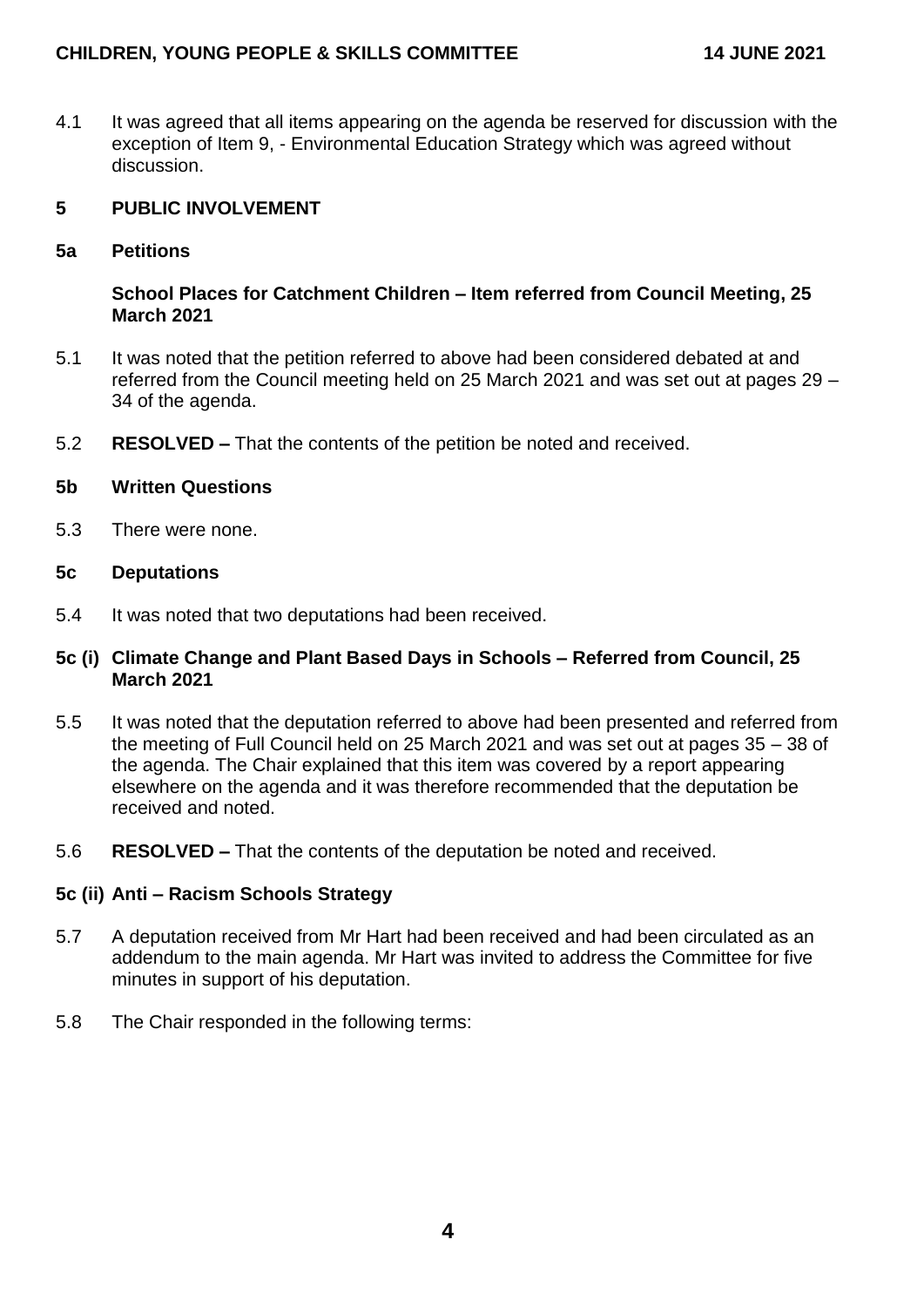4.1 It was agreed that all items appearing on the agenda be reserved for discussion with the exception of Item 9, - Environmental Education Strategy which was agreed without discussion.

## 5 PUBLIC INVOLVEMENT

### 5a Petitions

**School Places for Catchment Children – Item referred from Council Meeting, 25 March 2021**

5.1 It was noted that the petition referred to above had been considered debated at and referred from the Council meeting held on 25 March 2021 and was set out at pages 29 – 34 of the agenda.

5.2 **RESOLVED –** That the contents of the petition be noted and received.

### 5b Written Questions

5.3 There were none.

### 5c Deputations

5.4 It was noted that two deputations had been received.

### 5c (i) Climate Change and Plant Based Days in Schools – Referred from Council, 25 March 2021

5.5 It was noted that the deputation referred to above had been presented and referred from the meeting of Full Council held on 25 March 2021 and was set out at pages 35 – 38 of the agenda. The Chair explained that this item was covered by a report appearing elsewhere on the agenda and it was therefore recommended that the deputation be received and noted.

5.6 **RESOLVED –** That the contents of the deputation be noted and received.

### 5c (ii) Anti – Racism Schools Strategy

5.7 A deputation received from Mr Hart had been received and had been circulated as an addendum to the main agenda. Mr Hart was invited to address the Committee for five minutes in support of his deputation.

5.8 The Chair responded in the following terms: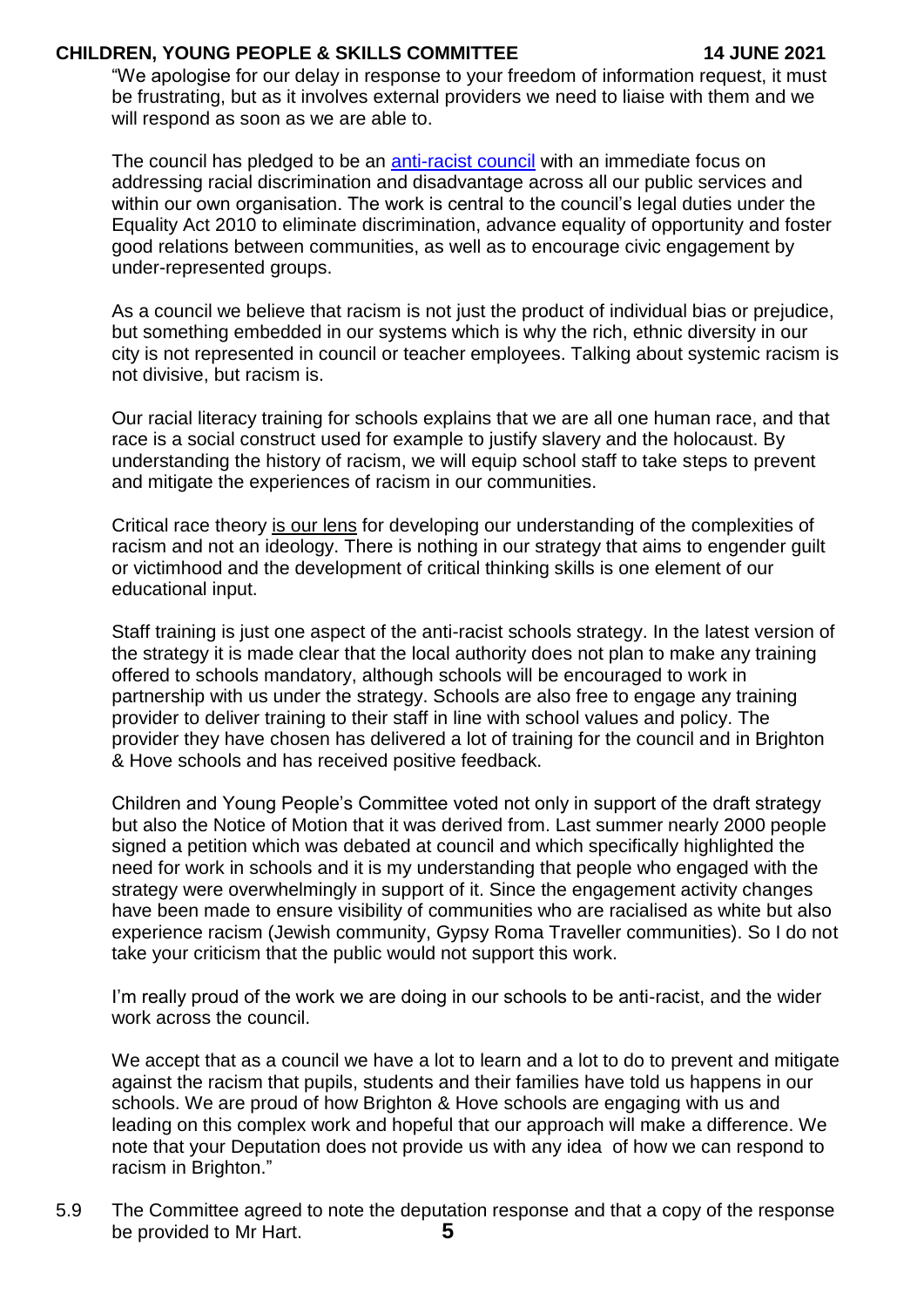"We apologise for our delay in response to your freedom of information request, it must be frustrating, but as it involves external providers we need to liaise with them and we will respond as soon as we are able to.

The council has pledged to be an anti-racist council with an immediate focus on addressing racial discrimination and disadvantage across all our public services and within our own organisation. The work is central to the council's legal duties under the Equality Act 2010 to eliminate discrimination, advance equality of opportunity and foster good relations between communities, as well as to encourage civic engagement by under-represented groups.

As a council we believe that racism is not just the product of individual bias or prejudice, but something embedded in our systems which is why the rich, ethnic diversity in our city is not represented in council or teacher employees. Talking about systemic racism is not divisive, but racism is.

Our racial literacy training for schools explains that we are all one human race, and that race is a social construct used for example to justify slavery and the holocaust. By understanding the history of racism, we will equip school staff to take steps to prevent and mitigate the experiences of racism in our communities.

Critical race theory is our lens for developing our understanding of the complexities of racism and not an ideology. There is nothing in our strategy that aims to engender guilt or victimhood and the development of critical thinking skills is one element of our educational input.

Staff training is just one aspect of the anti-racist schools strategy. In the latest version of the strategy it is made clear that the local authority does not plan to make any training offered to schools mandatory, although schools will be encouraged to work in partnership with us under the strategy. Schools are also free to engage any training provider to deliver training to their staff in line with school values and policy. The provider they have chosen has delivered a lot of training for the council and in Brighton & Hove schools and has received positive feedback.

Children and Young People's Committee voted not only in support of the draft strategy but also the Notice of Motion that it was derived from. Last summer nearly 2000 people signed a petition which was debated at council and which specifically highlighted the need for work in schools and it is my understanding that people who engaged with the strategy were overwhelmingly in support of it. Since the engagement activity changes have been made to ensure visibility of communities who are racialised as white but also experience racism (Jewish community, Gypsy Roma Traveller communities). So I do not take your criticism that the public would not support this work.

I'm really proud of the work we are doing in our schools to be anti-racist, and the wider work across the council.

We accept that as a council we have a lot to learn and a lot to do to prevent and mitigate against the racism that pupils, students and their families have told us happens in our schools. We are proud of how Brighton & Hove schools are engaging with us and leading on this complex work and hopeful that our approach will make a difference. We note that your Deputation does not provide us with any idea of how we can respond to racism in Brighton."

5.9 The Committee agreed to note the deputation response and that a copy of the response be provided to Mr Hart.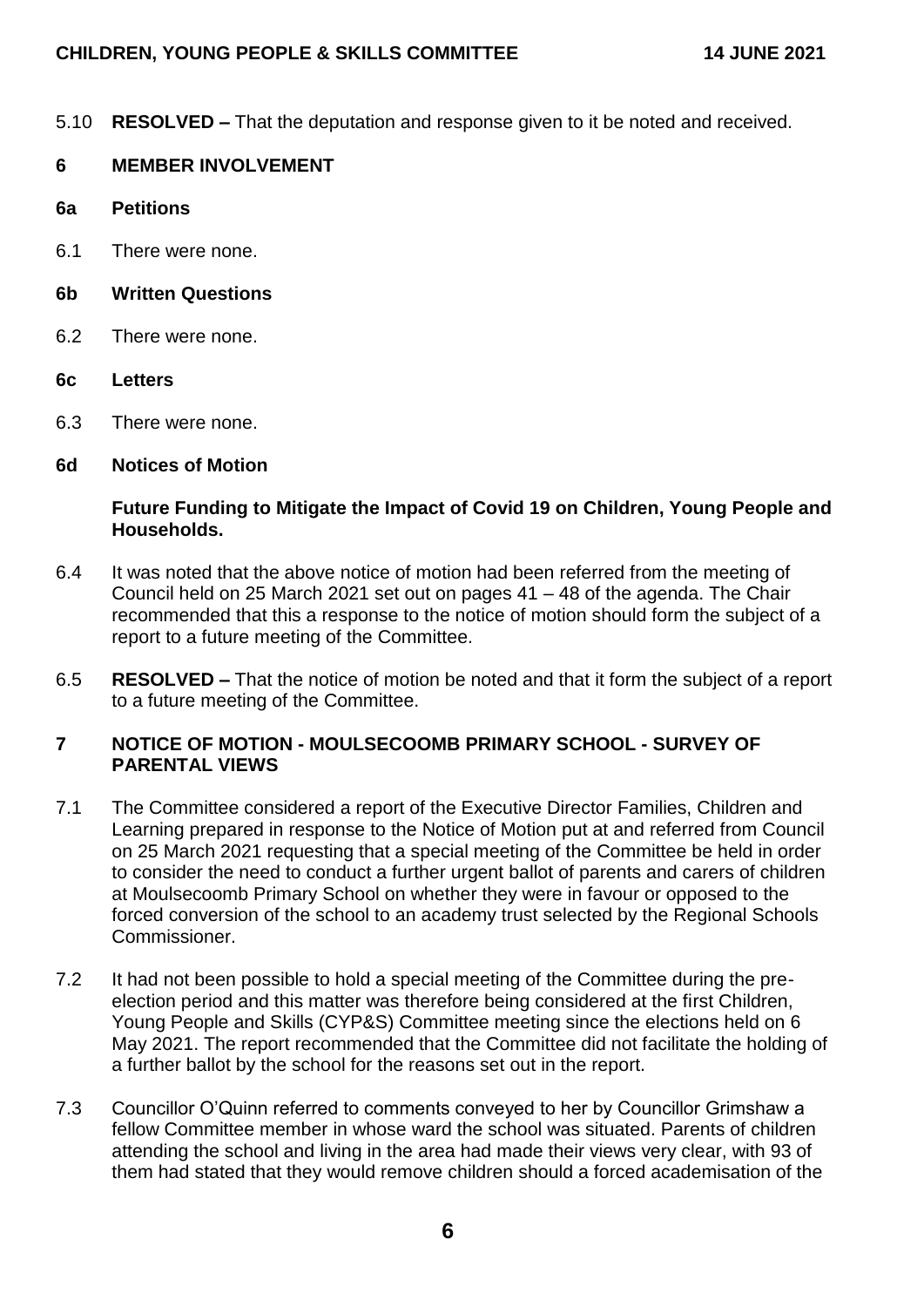5.10 **RESOLVED –** That the deputation and response given to it be noted and received.

## 6 MEMBER INVOLVEMENT

### 6a Petitions

6.1 There were none.

### 6b Written Questions

6.2 There were none.

### 6c Letters

6.3 There were none.

### 6d Notices of Motion

**Future Funding to Mitigate the Impact of Covid 19 on Children, Young People and Households.**

6.4 It was noted that the above notice of motion had been referred from the meeting of Council held on 25 March 2021 set out on pages 41 – 48 of the agenda. The Chair recommended that this a response to the notice of motion should form the subject of a report to a future meeting of the Committee.

6.5 **RESOLVED –** That the notice of motion be noted and that it form the subject of a report to a future meeting of the Committee.

## 7 NOTICE OF MOTION - MOULSECOOMB PRIMARY SCHOOL - SURVEY OF PARENTAL VIEWS

7.1 The Committee considered a report of the Executive Director Families, Children and Learning prepared in response to the Notice of Motion put at and referred from Council on 25 March 2021 requesting that a special meeting of the Committee be held in order to consider the need to conduct a further urgent ballot of parents and carers of children at Moulsecoomb Primary School on whether they were in favour or opposed to the forced conversion of the school to an academy trust selected by the Regional Schools Commissioner.

7.2 It had not been possible to hold a special meeting of the Committee during the pre-election period and this matter was therefore being considered at the first Children, Young People and Skills (CYP&S) Committee meeting since the elections held on 6 May 2021. The report recommended that the Committee did not facilitate the holding of a further ballot by the school for the reasons set out in the report.

7.3 Councillor O'Quinn referred to comments conveyed to her by Councillor Grimshaw a fellow Committee member in whose ward the school was situated. Parents of children attending the school and living in the area had made their views very clear, with 93 of them had stated that they would remove children should a forced academisation of the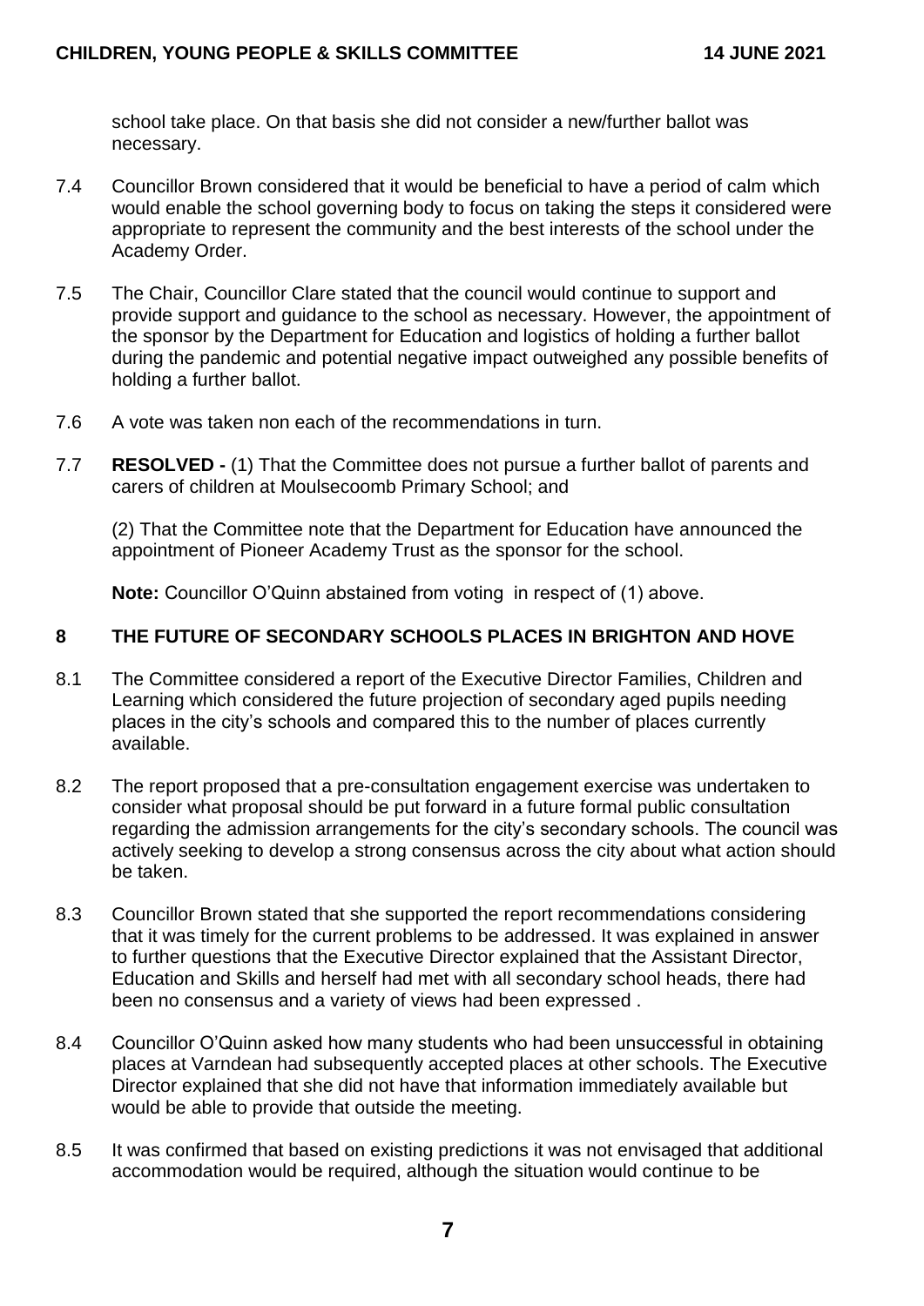school take place. On that basis she did not consider a new/further ballot was necessary.

7.4 Councillor Brown considered that it would be beneficial to have a period of calm which would enable the school governing body to focus on taking the steps it considered were appropriate to represent the community and the best interests of the school under the Academy Order.

7.5 The Chair, Councillor Clare stated that the council would continue to support and provide support and guidance to the school as necessary. However, the appointment of the sponsor by the Department for Education and logistics of holding a further ballot during the pandemic and potential negative impact outweighed any possible benefits of holding a further ballot.

7.6 A vote was taken non each of the recommendations in turn.

7.7 **RESOLVED -** (1) That the Committee does not pursue a further ballot of parents and carers of children at Moulsecoomb Primary School; and

(2) That the Committee note that the Department for Education have announced the appointment of Pioneer Academy Trust as the sponsor for the school.

**Note:** Councillor O'Quinn abstained from voting in respect of (1) above.

## 8 THE FUTURE OF SECONDARY SCHOOLS PLACES IN BRIGHTON AND HOVE

8.1 The Committee considered a report of the Executive Director Families, Children and Learning which considered the future projection of secondary aged pupils needing places in the city's schools and compared this to the number of places currently available.

8.2 The report proposed that a pre-consultation engagement exercise was undertaken to consider what proposal should be put forward in a future formal public consultation regarding the admission arrangements for the city's secondary schools. The council was actively seeking to develop a strong consensus across the city about what action should be taken.

8.3 Councillor Brown stated that she supported the report recommendations considering that it was timely for the current problems to be addressed. It was explained in answer to further questions that the Executive Director explained that the Assistant Director, Education and Skills and herself had met with all secondary school heads, there had been no consensus and a variety of views had been expressed .

8.4 Councillor O'Quinn asked how many students who had been unsuccessful in obtaining places at Varndean had subsequently accepted places at other schools. The Executive Director explained that she did not have that information immediately available but would be able to provide that outside the meeting.

8.5 It was confirmed that based on existing predictions it was not envisaged that additional accommodation would be required, although the situation would continue to be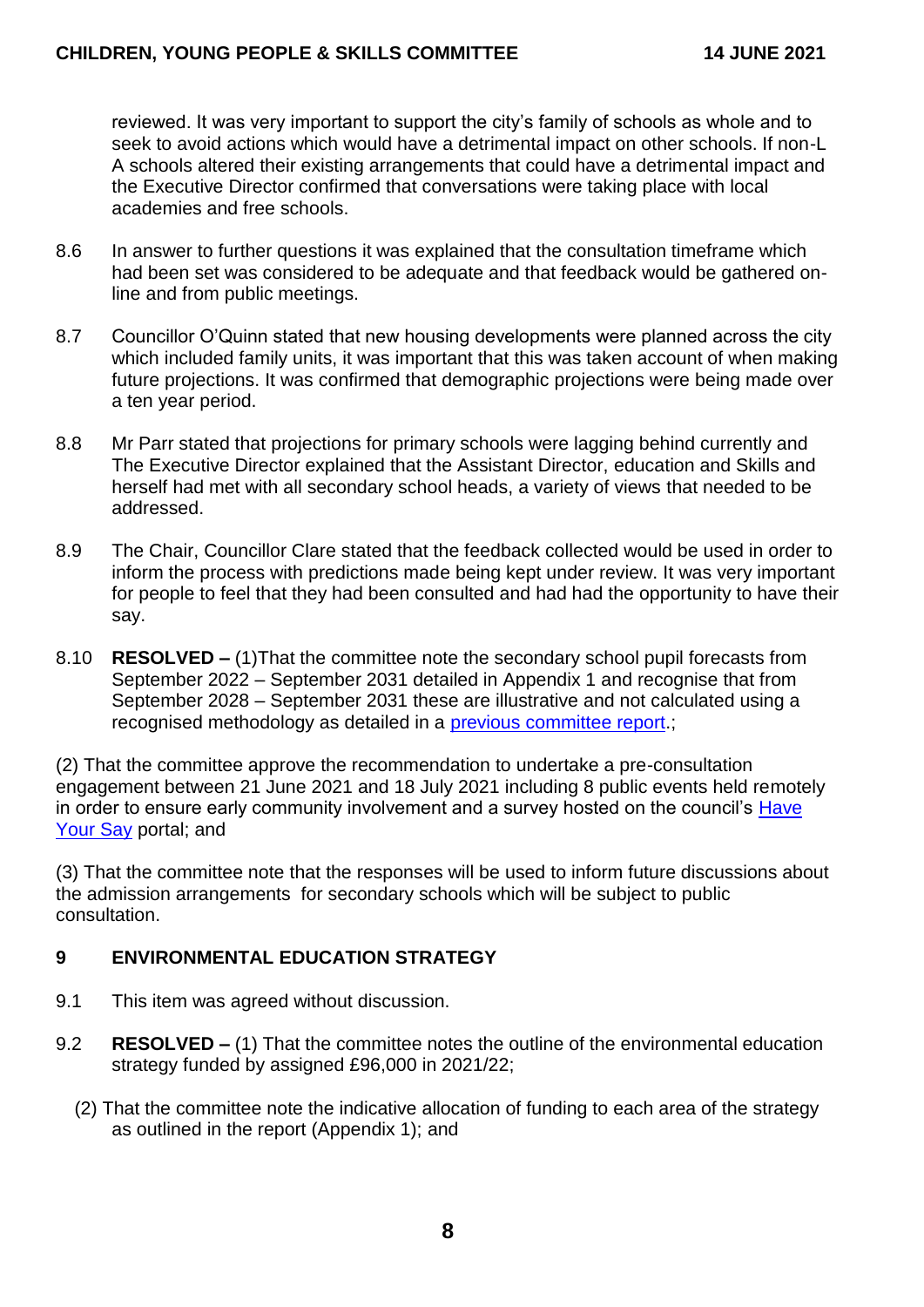reviewed. It was very important to support the city's family of schools as whole and to seek to avoid actions which would have a detrimental impact on other schools. If non-L A schools altered their existing arrangements that could have a detrimental impact and the Executive Director confirmed that conversations were taking place with local academies and free schools.

8.6 In answer to further questions it was explained that the consultation timeframe which had been set was considered to be adequate and that feedback would be gathered on-line and from public meetings.

8.7 Councillor O'Quinn stated that new housing developments were planned across the city which included family units, it was important that this was taken account of when making future projections. It was confirmed that demographic projections were being made over a ten year period.

8.8 Mr Parr stated that projections for primary schools were lagging behind currently and The Executive Director explained that the Assistant Director, education and Skills and herself had met with all secondary school heads, a variety of views that needed to be addressed.

8.9 The Chair, Councillor Clare stated that the feedback collected would be used in order to inform the process with predictions made being kept under review. It was very important for people to feel that they had been consulted and had had the opportunity to have their say.

8.10 **RESOLVED –** (1)That the committee note the secondary school pupil forecasts from September 2022 – September 2031 detailed in Appendix 1 and recognise that from September 2028 – September 2031 these are illustrative and not calculated using a recognised methodology as detailed in a previous committee report.;

(2) That the committee approve the recommendation to undertake a pre-consultation engagement between 21 June 2021 and 18 July 2021 including 8 public events held remotely in order to ensure early community involvement and a survey hosted on the council's Have Your Say portal; and

(3) That the committee note that the responses will be used to inform future discussions about the admission arrangements for secondary schools which will be subject to public consultation.

## 9 ENVIRONMENTAL EDUCATION STRATEGY

9.1 This item was agreed without discussion.

9.2 **RESOLVED –** (1) That the committee notes the outline of the environmental education strategy funded by assigned £96,000 in 2021/22;

(2) That the committee note the indicative allocation of funding to each area of the strategy as outlined in the report (Appendix 1); and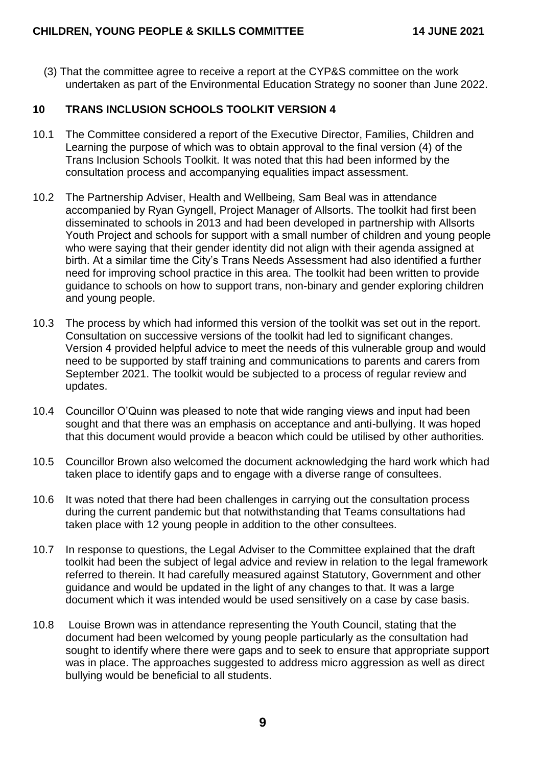(3) That the committee agree to receive a report at the CYP&S committee on the work undertaken as part of the Environmental Education Strategy no sooner than June 2022.

## 10 TRANS INCLUSION SCHOOLS TOOLKIT VERSION 4

10.1 The Committee considered a report of the Executive Director, Families, Children and Learning the purpose of which was to obtain approval to the final version (4) of the Trans Inclusion Schools Toolkit. It was noted that this had been informed by the consultation process and accompanying equalities impact assessment.

10.2 The Partnership Adviser, Health and Wellbeing, Sam Beal was in attendance accompanied by Ryan Gyngell, Project Manager of Allsorts. The toolkit had first been disseminated to schools in 2013 and had been developed in partnership with Allsorts Youth Project and schools for support with a small number of children and young people who were saying that their gender identity did not align with their agenda assigned at birth. At a similar time the City's Trans Needs Assessment had also identified a further need for improving school practice in this area. The toolkit had been written to provide guidance to schools on how to support trans, non-binary and gender exploring children and young people.

10.3 The process by which had informed this version of the toolkit was set out in the report. Consultation on successive versions of the toolkit had led to significant changes. Version 4 provided helpful advice to meet the needs of this vulnerable group and would need to be supported by staff training and communications to parents and carers from September 2021. The toolkit would be subjected to a process of regular review and updates.

10.4 Councillor O'Quinn was pleased to note that wide ranging views and input had been sought and that there was an emphasis on acceptance and anti-bullying. It was hoped that this document would provide a beacon which could be utilised by other authorities.

10.5 Councillor Brown also welcomed the document acknowledging the hard work which had taken place to identify gaps and to engage with a diverse range of consultees.

10.6 It was noted that there had been challenges in carrying out the consultation process during the current pandemic but that notwithstanding that Teams consultations had taken place with 12 young people in addition to the other consultees.

10.7 In response to questions, the Legal Adviser to the Committee explained that the draft toolkit had been the subject of legal advice and review in relation to the legal framework referred to therein. It had carefully measured against Statutory, Government and other guidance and would be updated in the light of any changes to that. It was a large document which it was intended would be used sensitively on a case by case basis.

10.8 Louise Brown was in attendance representing the Youth Council, stating that the document had been welcomed by young people particularly as the consultation had sought to identify where there were gaps and to seek to ensure that appropriate support was in place. The approaches suggested to address micro aggression as well as direct bullying would be beneficial to all students.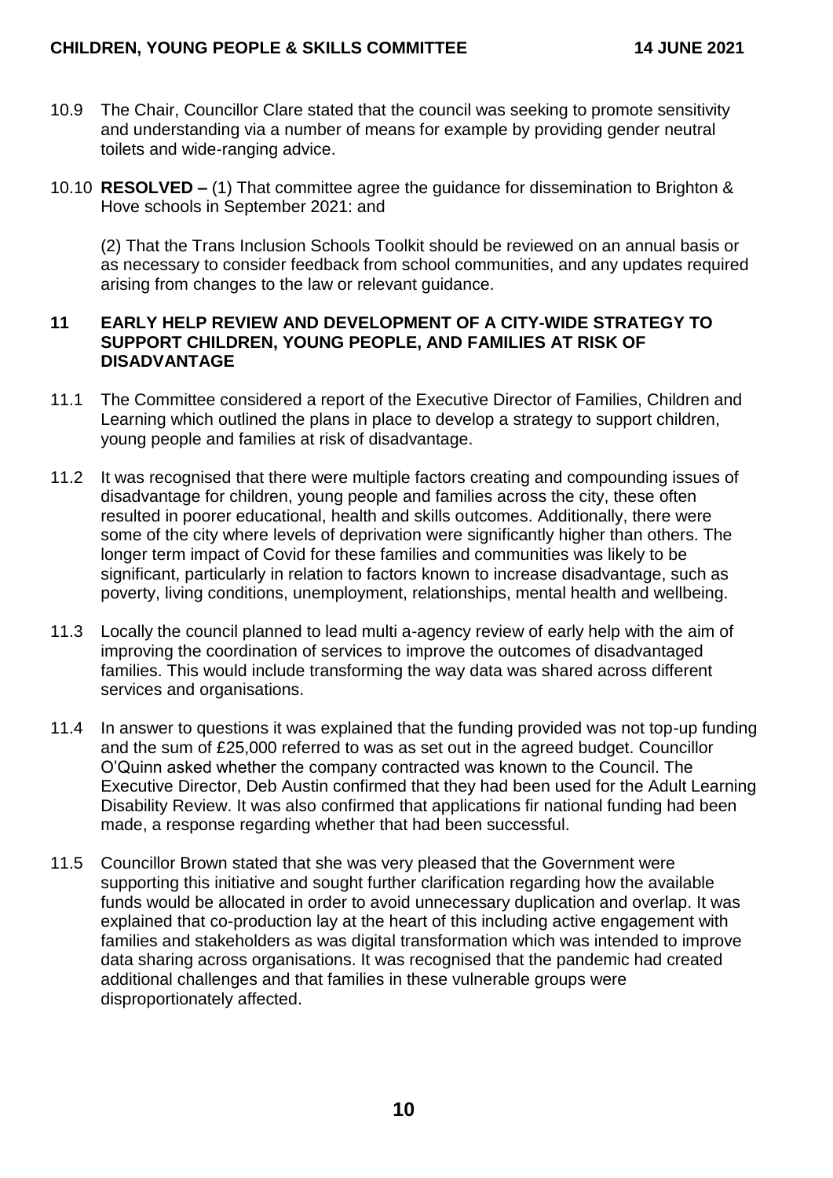10.9 The Chair, Councillor Clare stated that the council was seeking to promote sensitivity and understanding via a number of means for example by providing gender neutral toilets and wide-ranging advice.

10.10 **RESOLVED –** (1) That committee agree the guidance for dissemination to Brighton & Hove schools in September 2021: and

(2) That the Trans Inclusion Schools Toolkit should be reviewed on an annual basis or as necessary to consider feedback from school communities, and any updates required arising from changes to the law or relevant guidance.

## 11 EARLY HELP REVIEW AND DEVELOPMENT OF A CITY-WIDE STRATEGY TO SUPPORT CHILDREN, YOUNG PEOPLE, AND FAMILIES AT RISK OF DISADVANTAGE

11.1 The Committee considered a report of the Executive Director of Families, Children and Learning which outlined the plans in place to develop a strategy to support children, young people and families at risk of disadvantage.

11.2 It was recognised that there were multiple factors creating and compounding issues of disadvantage for children, young people and families across the city, these often resulted in poorer educational, health and skills outcomes. Additionally, there were some of the city where levels of deprivation were significantly higher than others. The longer term impact of Covid for these families and communities was likely to be significant, particularly in relation to factors known to increase disadvantage, such as poverty, living conditions, unemployment, relationships, mental health and wellbeing.

11.3 Locally the council planned to lead multi a-agency review of early help with the aim of improving the coordination of services to improve the outcomes of disadvantaged families. This would include transforming the way data was shared across different services and organisations.

11.4 In answer to questions it was explained that the funding provided was not top-up funding and the sum of £25,000 referred to was as set out in the agreed budget. Councillor O'Quinn asked whether the company contracted was known to the Council. The Executive Director, Deb Austin confirmed that they had been used for the Adult Learning Disability Review. It was also confirmed that applications fir national funding had been made, a response regarding whether that had been successful.

11.5 Councillor Brown stated that she was very pleased that the Government were supporting this initiative and sought further clarification regarding how the available funds would be allocated in order to avoid unnecessary duplication and overlap. It was explained that co-production lay at the heart of this including active engagement with families and stakeholders as was digital transformation which was intended to improve data sharing across organisations. It was recognised that the pandemic had created additional challenges and that families in these vulnerable groups were disproportionately affected.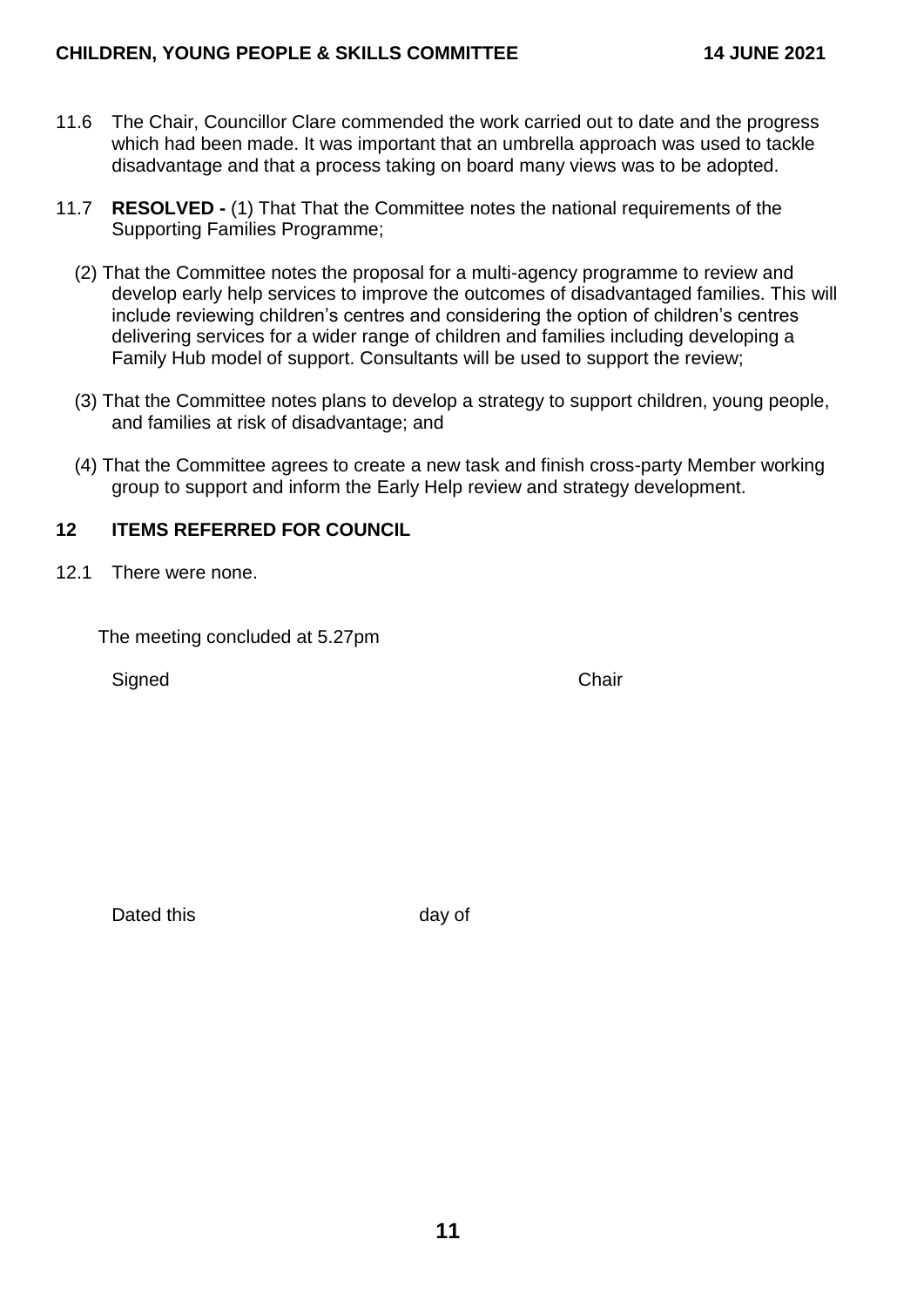11.6 The Chair, Councillor Clare commended the work carried out to date and the progress which had been made. It was important that an umbrella approach was used to tackle disadvantage and that a process taking on board many views was to be adopted.

11.7 **RESOLVED -** (1) That That the Committee notes the national requirements of the Supporting Families Programme;

(2) That the Committee notes the proposal for a multi-agency programme to review and develop early help services to improve the outcomes of disadvantaged families. This will include reviewing children's centres and considering the option of children's centres delivering services for a wider range of children and families including developing a Family Hub model of support. Consultants will be used to support the review;

(3) That the Committee notes plans to develop a strategy to support children, young people, and families at risk of disadvantage; and

(4) That the Committee agrees to create a new task and finish cross-party Member working group to support and inform the Early Help review and strategy development.

## 12 ITEMS REFERRED FOR COUNCIL

12.1 There were none.

The meeting concluded at 5.27pm

Signed Chair

Dated this day of